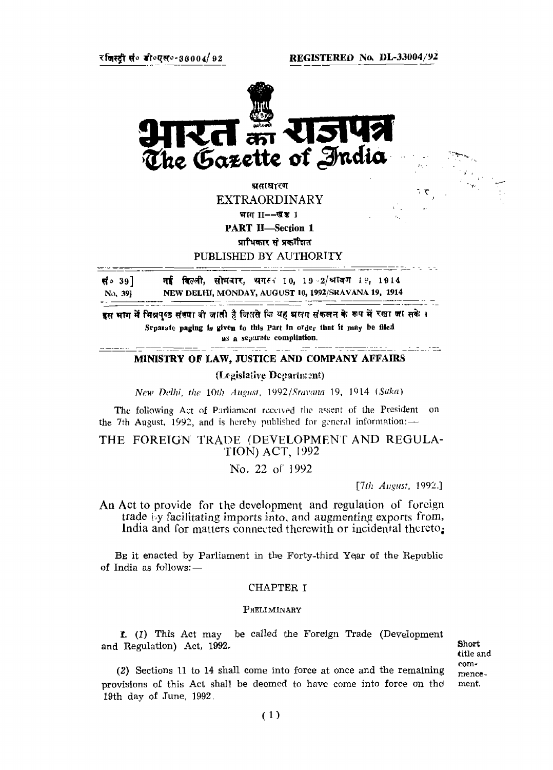रजिस्ट्री सं० डी०एल०-33004/92 REGISTERED No. DL-33004/92

# भारत का राजपत्र
# The Gazette of India

असाधारण
EXTRAORDINARY

भाग II—खण्ड 1
PART II—Section 1

प्राधिकार से प्रकाशित
PUBLISHED BY AUTHORITY

सं० 39] नई दिल्ली, सोमवार, अगस्त 10, 1992/श्रावण 19, 1914
No. 39] NEW DELHI, MONDAY, AUGUST 10, 1992/SRAVANA 19, 1914

इस भाग में भिन्न पृष्ठ संख्या दी जाती है जिससे कि यह अलग संकलन के रूप में रखा जा सके।
Separate paging is given to this Part in order that it may be filed as a separate compilation.

## MINISTRY OF LAW, JUSTICE AND COMPANY AFFAIRS

(Legislative Department)

*New Delhi, the 10th August, 1992/Sravana 19, 1914 (Saka)*

The following Act of Parliament received the assent of the President on the 7th August, 1992, and is hereby published for general information:—

## THE FOREIGN TRADE (DEVELOPMENT AND REGULATION) ACT, 1992

No. 22 of 1992

[*7th August, 1992.*]

An Act to provide for the development and regulation of foreign trade by facilitating imports into, and augmenting exports from, India and for matters connected therewith or incidental thereto.

BE it enacted by Parliament in the Forty-third Year of the Republic of India as follows:—

### CHAPTER I

#### PRELIMINARY

Short title and commencement.

1. (*1*) This Act may be called the Foreign Trade (Development and Regulation) Act, 1992.

(*2*) Sections 11 to 14 shall come into force at once and the remaining provisions of this Act shall be deemed to have come into force on the 19th day of June, 1992.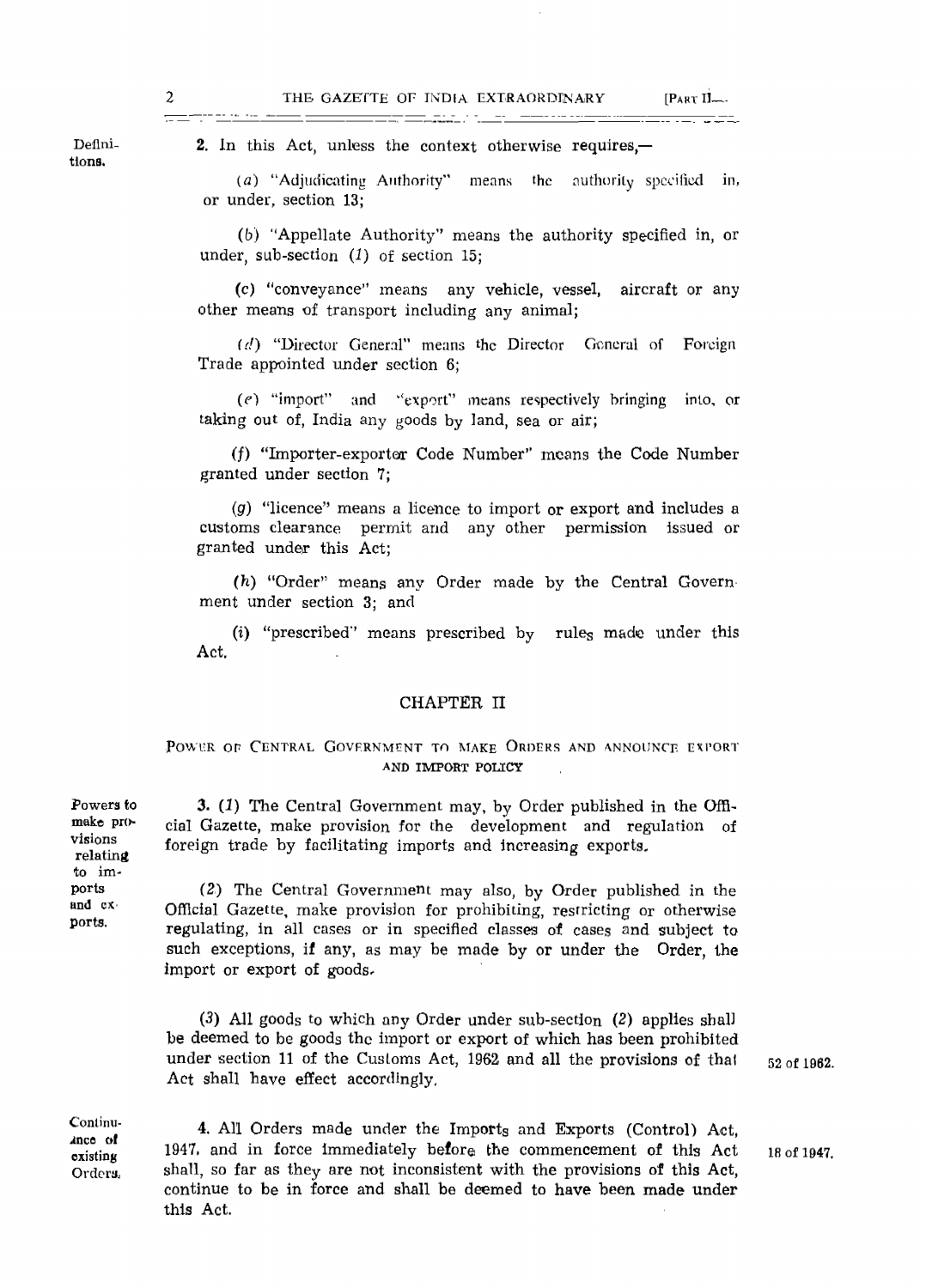Definitions.

**2.** In this Act, unless the context otherwise requires,—

(*a*) "Adjudicating Authority" means the authority specified in, or under, section 13;

(*b*) "Appellate Authority" means the authority specified in, or under, sub-section (*1*) of section 15;

(*c*) "conveyance" means any vehicle, vessel, aircraft or any other means of transport including any animal;

(*d*) "Director General" means the Director General of Foreign Trade appointed under section 6;

(*e*) "import" and "export" means respectively bringing into, or taking out of, India any goods by land, sea or air;

(*f*) "Importer-exporter Code Number" means the Code Number granted under section 7;

(*g*) "licence" means a licence to import or export and includes a customs clearance permit and any other permission issued or granted under this Act;

(*h*) "Order" means any Order made by the Central Government under section 3; and

(*i*) "prescribed" means prescribed by rules made under this Act.

## CHAPTER II

### POWER OF CENTRAL GOVERNMENT TO MAKE ORDERS AND ANNOUNCE EXPORT AND IMPORT POLICY

Powers to make provisions relating to imports and exports.

**3.** (*1*) The Central Government may, by Order published in the Official Gazette, make provision for the development and regulation of foreign trade by facilitating imports and increasing exports.

(*2*) The Central Government may also, by Order published in the Official Gazette, make provision for prohibiting, restricting or otherwise regulating, in all cases or in specified classes of cases and subject to such exceptions, if any, as may be made by or under the Order, the import or export of goods.

(*3*) All goods to which any Order under sub-section (*2*) applies shall be deemed to be goods the import or export of which has been prohibited under section 11 of the Customs Act, 1962 and all the provisions of that Act shall have effect accordingly. 52 of 1962.

Continuance of existing Orders.

**4.** All Orders made under the Imports and Exports (Control) Act, 1947, and in force immediately before the commencement of this Act shall, so far as they are not inconsistent with the provisions of this Act, continue to be in force and shall be deemed to have been made under this Act. 18 of 1947.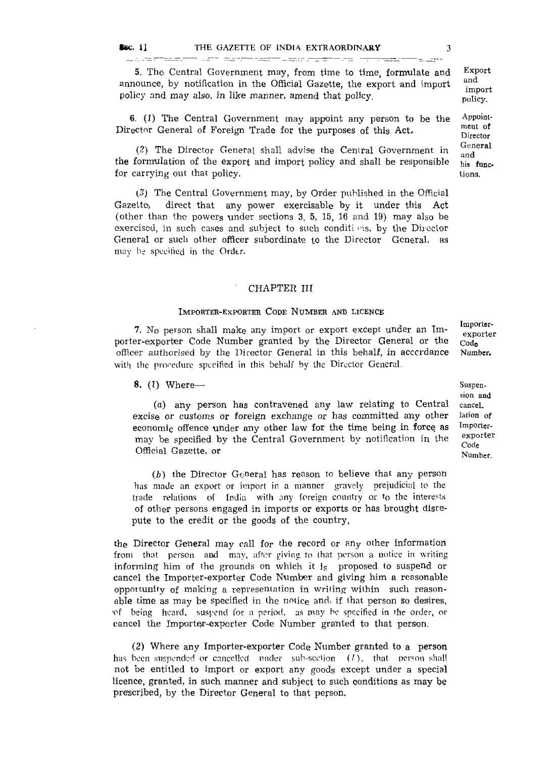5. The Central Government may, from time to time, formulate and announce, by notification in the Official Gazette, the export and import policy and may also, in like manner, amend that policy.

Export and import policy.

6. (1) The Central Government may appoint any person to be the Director General of Foreign Trade for the purposes of this Act.

Appointment of Director General and his functions.

(2) The Director General shall advise the Central Government in the formulation of the export and import policy and shall be responsible for carrying out that policy.

(3) The Central Government may, by Order published in the Official Gazette, direct that any power exercisable by it under this Act (other than the powers under sections 3, 5, 15, 16 and 19) may also be exercised, in such cases and subject to such conditions, by the Director General or such other officer subordinate to the Director General, as may be specified in the Order.

## CHAPTER III

### IMPORTER-EXPORTER CODE NUMBER AND LICENCE

7. No person shall make any import or export except under an Importer-exporter Code Number granted by the Director General or the officer authorised by the Director General in this behalf, in accordance with the procedure specified in this behalf by the Director General.

Importer-exporter Code Number.

8. (1) Where—

Suspension and cancellation of Importer-exporter Code Number.

(a) any person has contravened any law relating to Central excise or customs or foreign exchange or has committed any other economic offence under any other law for the time being in force as may be specified by the Central Government by notification in the Official Gazette, or

(b) the Director General has reason to believe that any person has made an export or import in a manner gravely prejudicial to the trade relations of India with any foreign country or to the interests of other persons engaged in imports or exports or has brought disrepute to the credit or the goods of the country,

the Director General may call for the record or any other information from that person and may, after giving to that person a notice in writing informing him of the grounds on which it is proposed to suspend or cancel the Importer-exporter Code Number and giving him a reasonable opportunity of making a representation in writing within such reasonable time as may be specified in the notice and, if that person so desires, of being heard, suspend for a period, as may be specified in the order, or cancel the Importer-exporter Code Number granted to that person.

(2) Where any Importer-exporter Code Number granted to a person has been suspended or cancelled under sub-section (1), that person shall not be entitled to import or export any goods except under a special licence, granted, in such manner and subject to such conditions as may be prescribed, by the Director General to that person.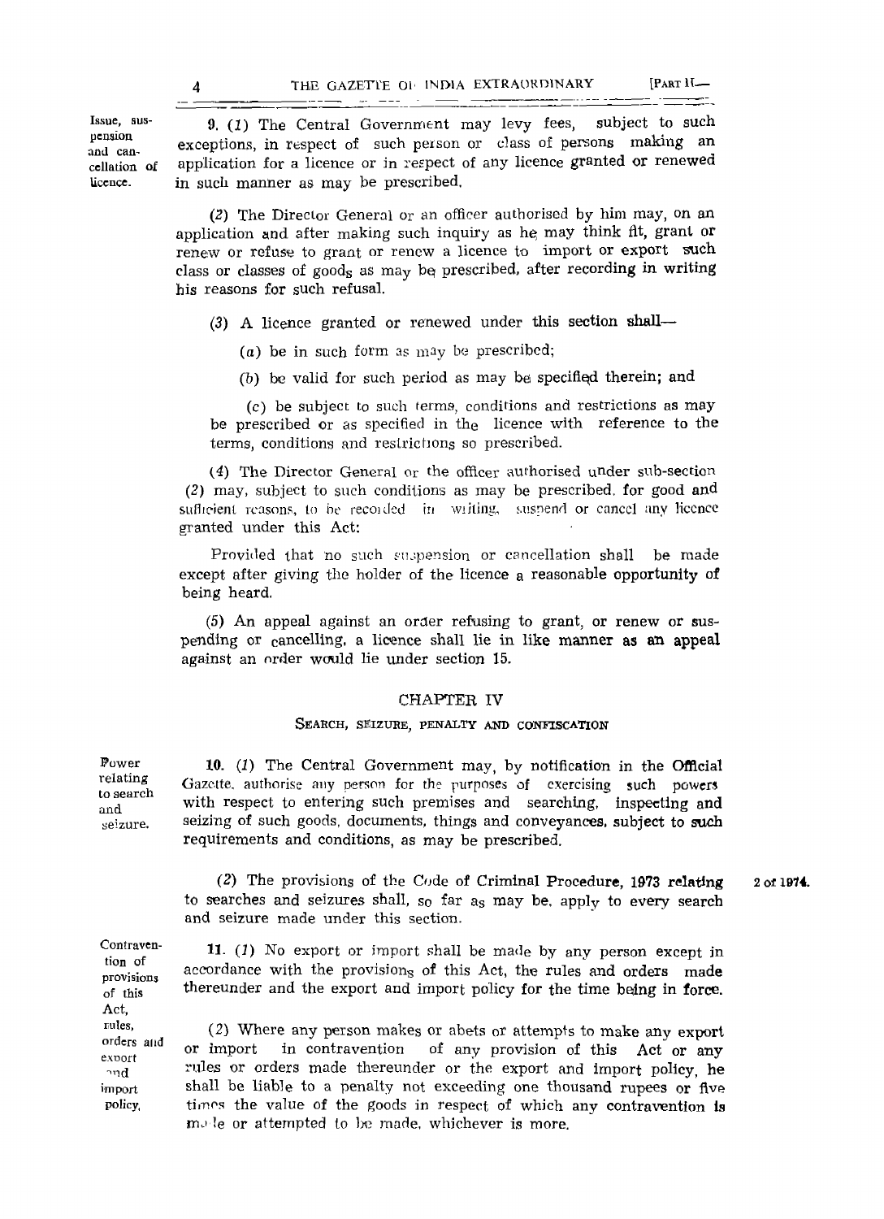**Issue, suspension and cancellation of licence.**

9. (1) The Central Government may levy fees, subject to such exceptions, in respect of such person or class of persons making an application for a licence or in respect of any licence granted or renewed in such manner as may be prescribed.

(2) The Director General or an officer authorised by him may, on an application and after making such inquiry as he may think fit, grant or renew or refuse to grant or renew a licence to import or export such class or classes of goods as may be prescribed, after recording in writing his reasons for such refusal.

(3) A licence granted or renewed under this section shall—

(a) be in such form as may be prescribed;

(b) be valid for such period as may be specified therein; and

(c) be subject to such terms, conditions and restrictions as may be prescribed or as specified in the licence with reference to the terms, conditions and restrictions so prescribed.

(4) The Director General or the officer authorised under sub-section (2) may, subject to such conditions as may be prescribed, for good and sufficient reasons, to be recorded in writing, suspend or cancel any licence granted under this Act:

Provided that no such suspension or cancellation shall be made except after giving the holder of the licence a reasonable opportunity of being heard.

(5) An appeal against an order refusing to grant, or renew or suspending or cancelling, a licence shall lie in like manner as an appeal against an order would lie under section 15.

## CHAPTER IV

### SEARCH, SEIZURE, PENALTY AND CONFISCATION

**Power relating to search and seizure.**

10. (1) The Central Government may, by notification in the Official Gazette, authorise any person for the purposes of exercising such powers with respect to entering such premises and searching, inspecting and seizing of such goods, documents, things and conveyances, subject to such requirements and conditions, as may be prescribed.

(2) The provisions of the Code of Criminal Procedure, 1973 relating to searches and seizures shall, so far as may be, apply to every search and seizure made under this section. (2 of 1974.)

**Contravention of provisions of this Act, rules, orders and export and import policy.**

11. (1) No export or import shall be made by any person except in accordance with the provisions of this Act, the rules and orders made thereunder and the export and import policy for the time being in force.

(2) Where any person makes or abets or attempts to make any export or import in contravention of any provision of this Act or any rules or orders made thereunder or the export and import policy, he shall be liable to a penalty not exceeding one thousand rupees or five times the value of the goods in respect of which any contravention is made or attempted to be made, whichever is more.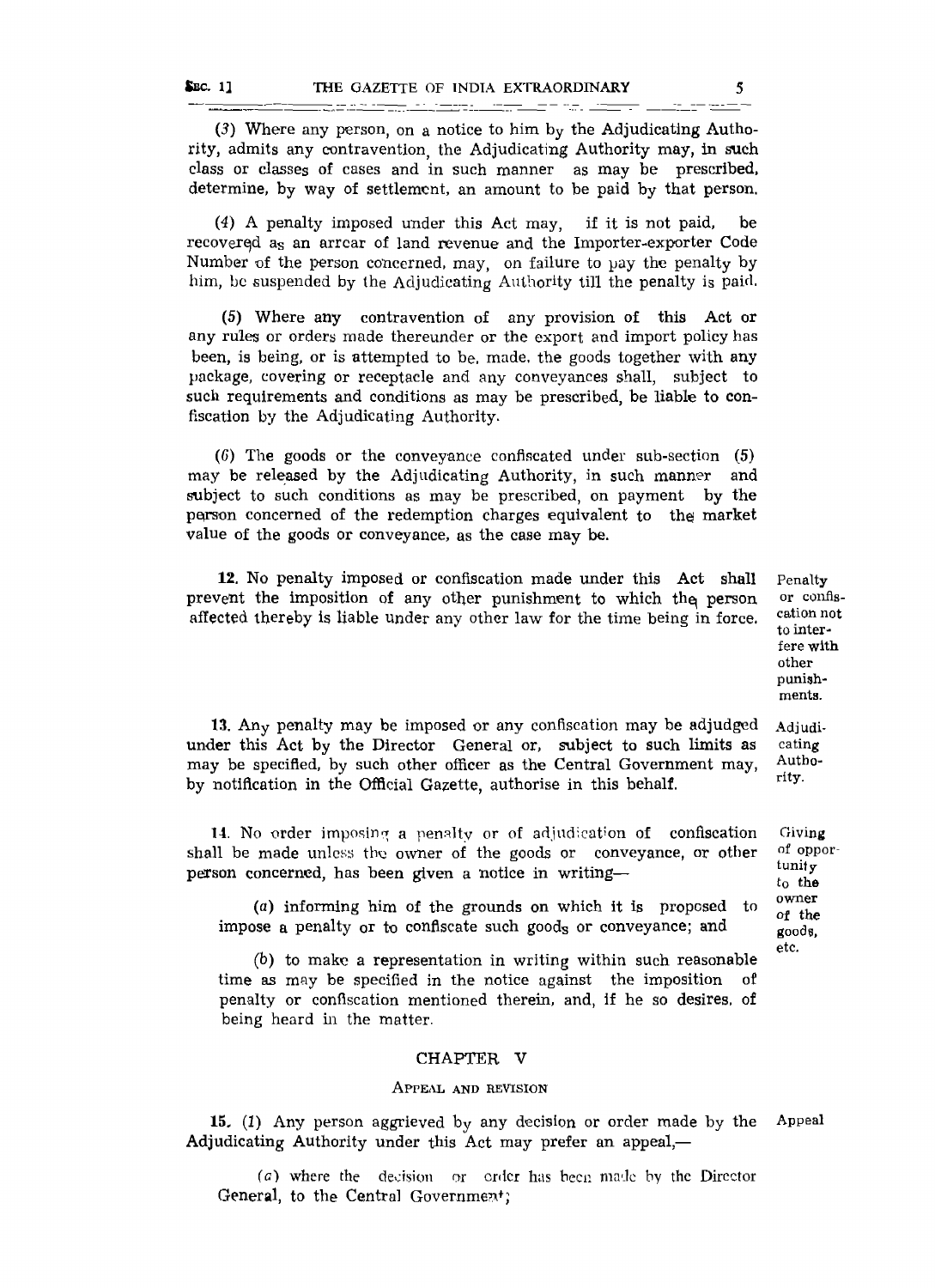(3) Where any person, on a notice to him by the Adjudicating Authority, admits any contravention, the Adjudicating Authority may, in such class or classes of cases and in such manner as may be prescribed, determine, by way of settlement, an amount to be paid by that person.

(4) A penalty imposed under this Act may, if it is not paid, be recovered as an arrear of land revenue and the Importer-exporter Code Number of the person concerned, may, on failure to pay the penalty by him, be suspended by the Adjudicating Authority till the penalty is paid.

(5) Where any contravention of any provision of this Act or any rules or orders made thereunder or the export and import policy has been, is being, or is attempted to be, made, the goods together with any package, covering or receptacle and any conveyances shall, subject to such requirements and conditions as may be prescribed, be liable to confiscation by the Adjudicating Authority.

(6) The goods or the conveyance confiscated under sub-section (5) may be released by the Adjudicating Authority, in such manner and subject to such conditions as may be prescribed, on payment by the person concerned of the redemption charges equivalent to the market value of the goods or conveyance, as the case may be.

**Penalty or confiscation not to interfere with other punishments.**

12. No penalty imposed or confiscation made under this Act shall prevent the imposition of any other punishment to which the person affected thereby is liable under any other law for the time being in force.

**Adjudicating Authority.**

13. Any penalty may be imposed or any confiscation may be adjudged under this Act by the Director General or, subject to such limits as may be specified, by such other officer as the Central Government may, by notification in the Official Gazette, authorise in this behalf.

**Giving of opportunity to the owner of the goods, etc.**

14. No order imposing a penalty or of adjudication of confiscation shall be made unless the owner of the goods or conveyance, or other person concerned, has been given a notice in writing—

(a) informing him of the grounds on which it is proposed to impose a penalty or to confiscate such goods or conveyance; and

(b) to make a representation in writing within such reasonable time as may be specified in the notice against the imposition of penalty or confiscation mentioned therein, and, if he so desires, of being heard in the matter.

## CHAPTER V

### APPEAL AND REVISION

**Appeal**

15. (1) Any person aggrieved by any decision or order made by the Adjudicating Authority under this Act may prefer an appeal,—

(a) where the decision or order has been made by the Director General, to the Central Government;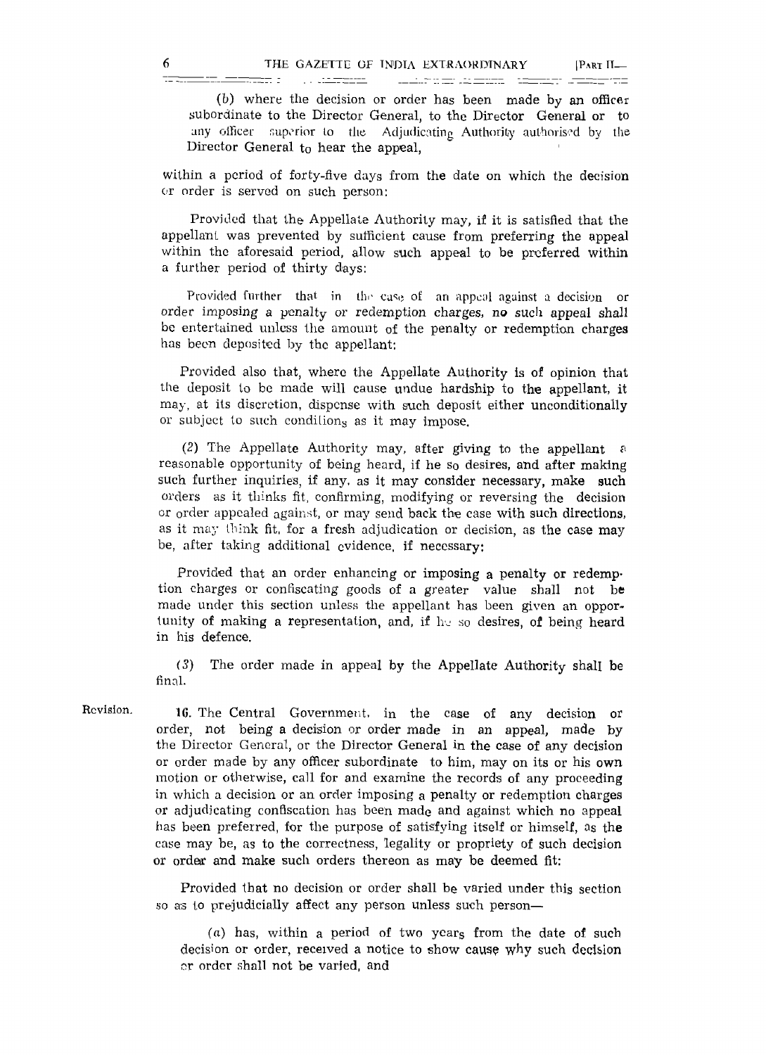(b) where the decision or order has been made by an officer subordinate to the Director General, to the Director General or to any officer superior to the Adjudicating Authority authorised by the Director General to hear the appeal,

within a period of forty-five days from the date on which the decision or order is served on such person:

Provided that the Appellate Authority may, if it is satisfied that the appellant was prevented by sufficient cause from preferring the appeal within the aforesaid period, allow such appeal to be preferred within a further period of thirty days:

Provided further that in the case of an appeal against a decision or order imposing a penalty or redemption charges, no such appeal shall be entertained unless the amount of the penalty or redemption charges has been deposited by the appellant:

Provided also that, where the Appellate Authority is of opinion that the deposit to be made will cause undue hardship to the appellant, it may, at its discretion, dispense with such deposit either unconditionally or subject to such conditions as it may impose.

(2) The Appellate Authority may, after giving to the appellant a reasonable opportunity of being heard, if he so desires, and after making such further inquiries, if any, as it may consider necessary, make such orders as it thinks fit, confirming, modifying or reversing the decision or order appealed against, or may send back the case with such directions, as it may think fit, for a fresh adjudication or decision, as the case may be, after taking additional evidence, if necessary:

Provided that an order enhancing or imposing a penalty or redemption charges or confiscating goods of a greater value shall not be made under this section unless the appellant has been given an opportunity of making a representation, and, if he so desires, of being heard in his defence.

(3) The order made in appeal by the Appellate Authority shall be final.

Revision.

16. The Central Government, in the case of any decision or order, not being a decision or order made in an appeal, made by the Director General, or the Director General in the case of any decision or order made by any officer subordinate to him, may on its or his own motion or otherwise, call for and examine the records of any proceeding in which a decision or an order imposing a penalty or redemption charges or adjudicating confiscation has been made and against which no appeal has been preferred, for the purpose of satisfying itself or himself, as the case may be, as to the correctness, legality or propriety of such decision or order and make such orders thereon as may be deemed fit:

Provided that no decision or order shall be varied under this section so as to prejudicially affect any person unless such person—

(a) has, within a period of two years from the date of such decision or order, received a notice to show cause why such decision or order shall not be varied, and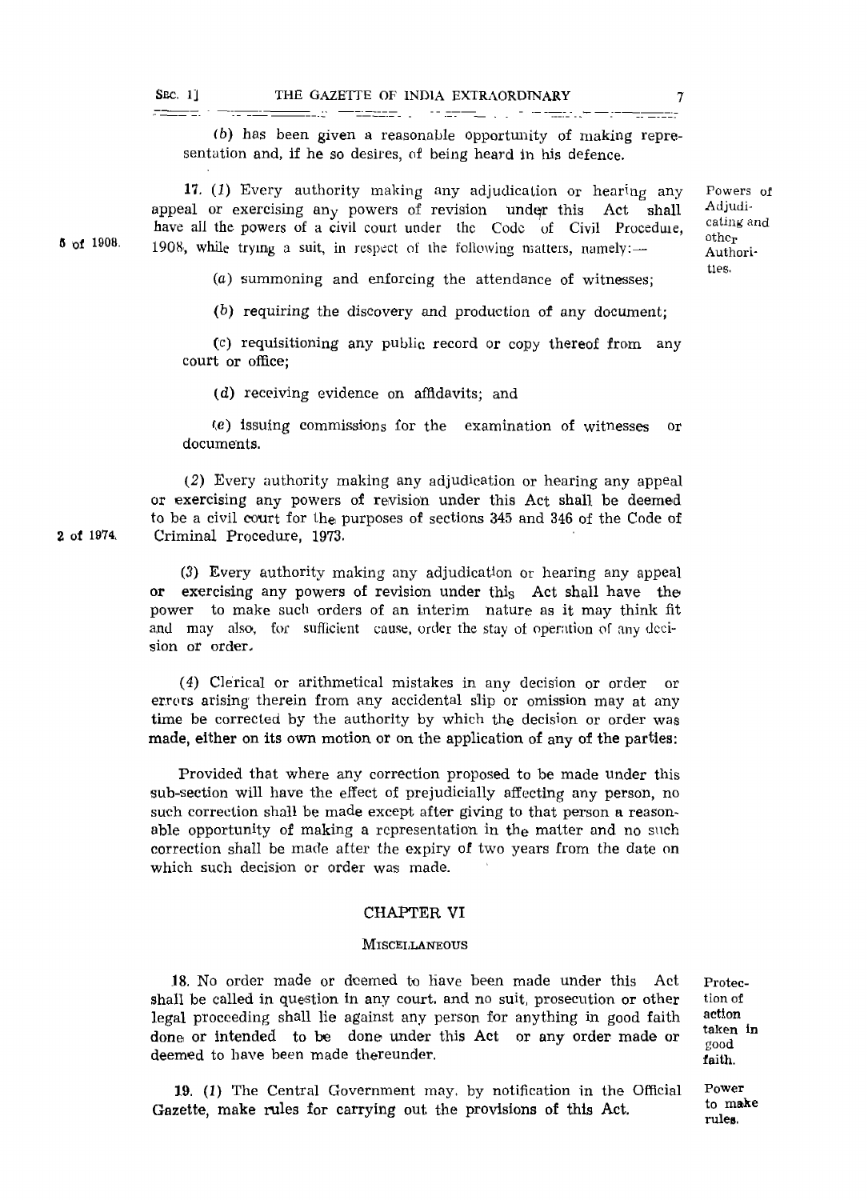(b) has been given a reasonable opportunity of making representation and, if he so desires, of being heard in his defence.

Powers of Adjudicating and other Authorities.

17. (1) Every authority making any adjudication or hearing any appeal or exercising any powers of revision under this Act shall have all the powers of a civil court under the Code of Civil Procedure, 1908, while trying a suit, in respect of the following matters, namely:—

5 of 1908.

(a) summoning and enforcing the attendance of witnesses;

(b) requiring the discovery and production of any document;

(c) requisitioning any public record or copy thereof from any court or office;

(d) receiving evidence on affidavits; and

(e) issuing commissions for the examination of witnesses or documents.

(2) Every authority making any adjudication or hearing any appeal or exercising any powers of revision under this Act shall be deemed to be a civil court for the purposes of sections 345 and 346 of the Code of Criminal Procedure, 1973.

2 of 1974.

(3) Every authority making any adjudication or hearing any appeal or exercising any powers of revision under this Act shall have the power to make such orders of an interim nature as it may think fit and may also, for sufficient cause, order the stay of operation of any decision or order.

(4) Clerical or arithmetical mistakes in any decision or order or errors arising therein from any accidental slip or omission may at any time be corrected by the authority by which the decision or order was made, either on its own motion or on the application of any of the parties:

Provided that where any correction proposed to be made under this sub-section will have the effect of prejudicially affecting any person, no such correction shall be made except after giving to that person a reasonable opportunity of making a representation in the matter and no such correction shall be made after the expiry of two years from the date on which such decision or order was made.

## CHAPTER VI

### MISCELLANEOUS

Protection of action taken in good faith.

18. No order made or deemed to have been made under this Act shall be called in question in any court, and no suit, prosecution or other legal proceeding shall lie against any person for anything in good faith done or intended to be done under this Act or any order made or deemed to have been made thereunder.

Power to make rules.

19. (1) The Central Government may, by notification in the Official Gazette, make rules for carrying out the provisions of this Act.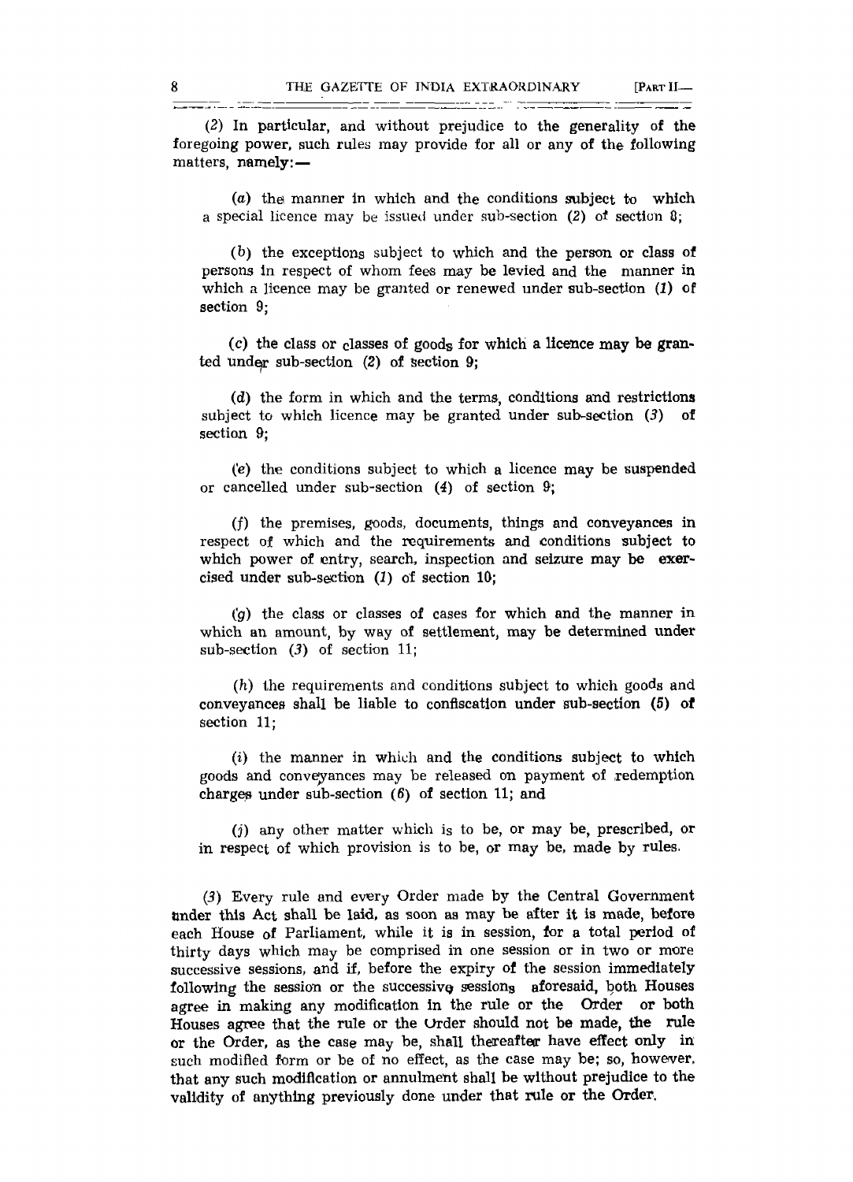(2) In particular, and without prejudice to the generality of the foregoing power, such rules may provide for all or any of the following matters, namely:—

(*a*) the manner in which and the conditions subject to which a special licence may be issued under sub-section (*2*) of section 8;

(*b*) the exceptions subject to which and the person or class of persons in respect of whom fees may be levied and the manner in which a licence may be granted or renewed under sub-section (*1*) of section 9;

(*c*) the class or classes of goods for which a licence may be granted under sub-section (2) of section 9;

(*d*) the form in which and the terms, conditions and restrictions subject to which licence may be granted under sub-section (*3*) of section 9;

(*e*) the conditions subject to which a licence may be suspended or cancelled under sub-section (*4*) of section 9;

(*f*) the premises, goods, documents, things and conveyances in respect of which and the requirements and conditions subject to which power of entry, search, inspection and seizure may be exercised under sub-section (*1*) of section 10;

(*g*) the class or classes of cases for which and the manner in which an amount, by way of settlement, may be determined under sub-section (*3*) of section 11;

(*h*) the requirements and conditions subject to which goods and conveyances shall be liable to confiscation under sub-section (5) of section 11;

(*i*) the manner in which and the conditions subject to which goods and conveyances may be released on payment of redemption charges under sub-section (*6*) of section 11; and

(*j*) any other matter which is to be, or may be, prescribed, or in respect of which provision is to be, or may be, made by rules.

(*3*) Every rule and every Order made by the Central Government under this Act shall be laid, as soon as may be after it is made, before each House of Parliament, while it is in session, for a total period of thirty days which may be comprised in one session or in two or more successive sessions, and if, before the expiry of the session immediately following the session or the successive sessions aforesaid, both Houses agree in making any modification in the rule or the Order or both Houses agree that the rule or the Order should not be made, the rule or the Order, as the case may be, shall thereafter have effect only in such modified form or be of no effect, as the case may be; so, however, that any such modification or annulment shall be without prejudice to the validity of anything previously done under that rule or the Order.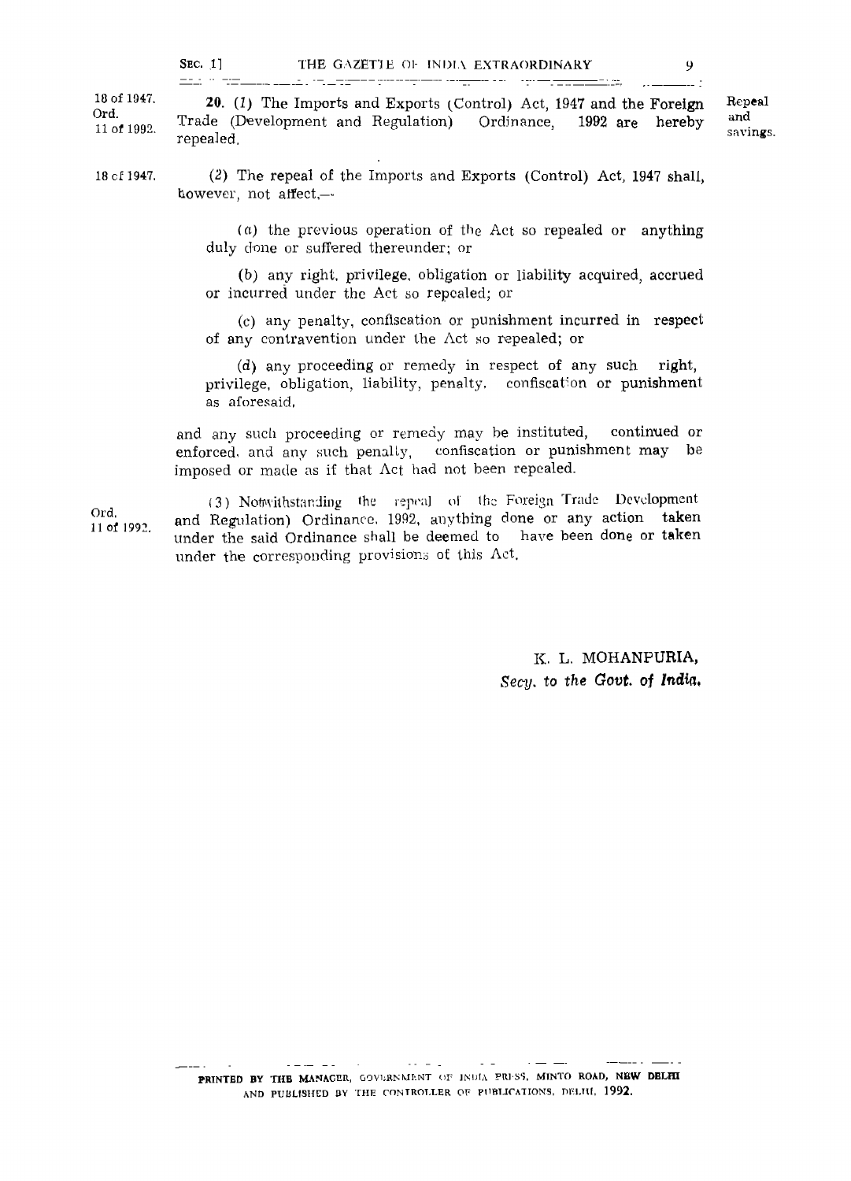18 of 1947.
Ord.
11 of 1992.

**20.** (*1*) The Imports and Exports (Control) Act, 1947 and the Foreign Trade (Development and Regulation) Ordinance, 1992 are hereby repealed.

Repeal and savings.

18 of 1947.

(*2*) The repeal of the Imports and Exports (Control) Act, 1947 shall, however, not affect,—

(*a*) the previous operation of the Act so repealed or anything duly done or suffered thereunder; or

(*b*) any right, privilege, obligation or liability acquired, accrued or incurred under the Act so repealed; or

(*c*) any penalty, confiscation or punishment incurred in respect of any contravention under the Act so repealed; or

(*d*) any proceeding or remedy in respect of any such right, privilege, obligation, liability, penalty, confiscation or punishment as aforesaid,

and any such proceeding or remedy may be instituted, continued or enforced, and any such penalty, confiscation or punishment may be imposed or made as if that Act had not been repealed.

Ord.
11 of 1992.

(*3*) Notwithstanding the repeal of the Foreign Trade Development and Regulation) Ordinance, 1992, anything done or any action taken under the said Ordinance shall be deemed to have been done or taken under the corresponding provisions of this Act.

K. L. MOHANPURIA,
*Secy. to the Govt. of India.*

PRINTED BY THE MANAGER, GOVERNMENT OF INDIA PRESS, MINTO ROAD, NEW DELHI AND PUBLISHED BY THE CONTROLLER OF PUBLICATIONS, DELHI, 1992.